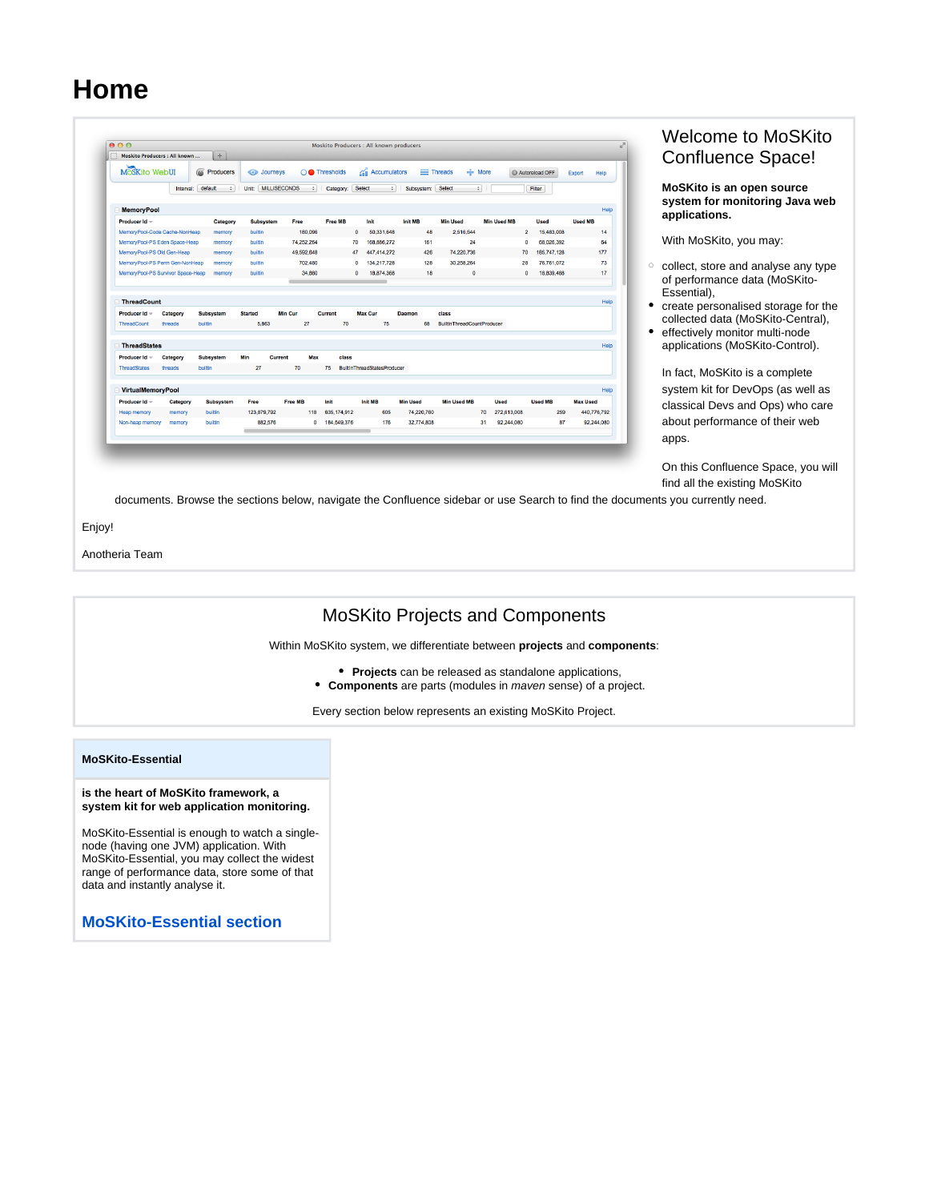# Home

## Welcome to MoSKito Confluence Space!

**MoSKito is an open source system for monitoring Java web applications.**

With MoSKito, you may:

- collect, store and analyse any type of performance data (MoSKito-Essential),
- create personalised storage for the collected data (MoSKito-Central),
- effectively monitor multi-node applications (MoSKito-Control).

In fact, MoSKito is a complete system kit for DevOps (as well as classical Devs and Ops) who care about performance of their web apps.

On this Confluence Space, you will find all the existing MoSKito documents. Browse the sections below, navigate the Confluence sidebar or use Search to find the documents you currently need.

Enjoy!

Anotheria Team

## MoSKito Projects and Components

Within MoSKito system, we differentiate between **projects** and **components**:

- **Projects** can be released as standalone applications,
- **Components** are parts (modules in *maven* sense) of a project.

Every section below represents an existing MoSKito Project.

### MoSKito-Essential

**is the heart of MoSKito framework, a system kit for web application monitoring.**

MoSKito-Essential is enough to watch a single-node (having one JVM) application. With MoSKito-Essential, you may collect the widest range of performance data, store some of that data and instantly analyse it.

**MoSKito-Essential section**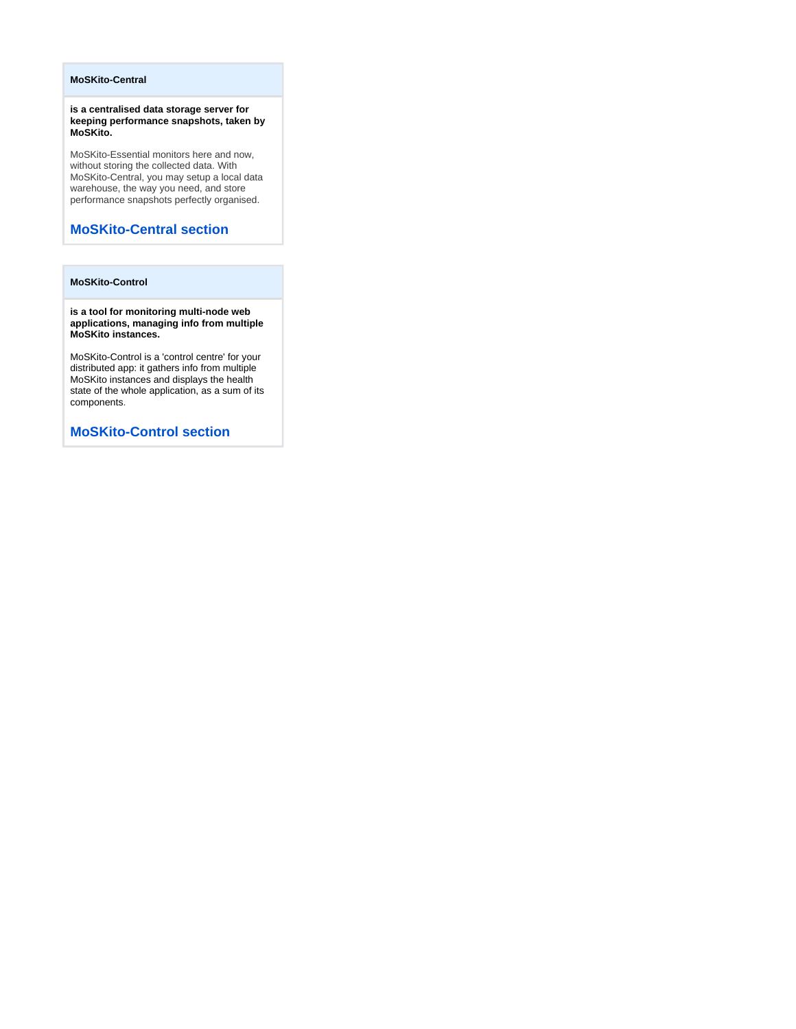### MoSKito-Central

**is a centralised data storage server for keeping performance snapshots, taken by MoSKito.**

MoSKito-Essential monitors here and now, without storing the collected data. With MoSKito-Central, you may setup a local data warehouse, the way you need, and store performance snapshots perfectly organised.

## MoSKito-Central section

### MoSKito-Control

**is a tool for monitoring multi-node web applications, managing info from multiple MoSKito instances.**

MoSKito-Control is a 'control centre' for your distributed app: it gathers info from multiple MoSKito instances and displays the health state of the whole application, as a sum of its components.

## MoSKito-Control section